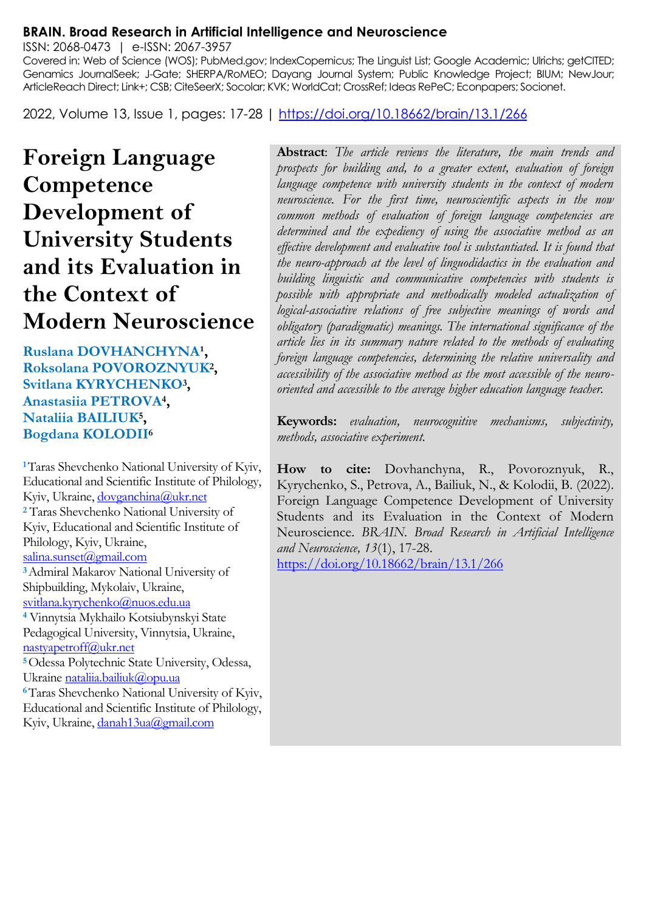**BRAIN. Broad Research in Artificial Intelligence and Neuroscience**

ISSN: 2068-0473 | e-ISSN: 2067-3957

Covered in: Web of Science (WOS); PubMed.gov; IndexCopernicus; The Linguist List; Google Academic; Ulrichs; getCITED; Genamics JournalSeek; J-Gate; SHERPA/RoMEO; Dayang Journal System; Public Knowledge Project; BIUM; NewJour; ArticleReach Direct; Link+; CSB; CiteSeerX; Socolar; KVK; WorldCat; CrossRef; Ideas RePeC; Econpapers; Socionet.

2022, Volume 13, Issue 1, pages: 17-28 | https://doi.org/10.18662/brain/13.1/266

# Foreign Language Competence Development of University Students and its Evaluation in the Context of Modern Neuroscience

**Ruslana DOVHANCHYNA**[1], **Roksolana POVOROZNYUK**[2], **Svitlana KYRYCHENKO**[3], **Anastasiia PETROVA**[4], **Nataliia BAILIUK**[5], **Bogdana KOLODII**[6]

[1] Taras Shevchenko National University of Kyiv, Educational and Scientific Institute of Philology, Kyiv, Ukraine, dovganchina@ukr.net

[2] Taras Shevchenko National University of Kyiv, Educational and Scientific Institute of Philology, Kyiv, Ukraine, salina.sunset@gmail.com

[3] Admiral Makarov National University of Shipbuilding, Mykolaiv, Ukraine, svitlana.kyrychenko@nuos.edu.ua

[4] Vinnytsia Mykhailo Kotsiubynskyi State Pedagogical University, Vinnytsia, Ukraine, nastyapetroff@ukr.net

[5] Odessa Polytechnic State University, Odessa, Ukraine nataliia.bailiuk@opu.ua

[6] Taras Shevchenko National University of Kyiv, Educational and Scientific Institute of Philology, Kyiv, Ukraine, danah13ua@gmail.com

**Abstract**: *The article reviews the literature, the main trends and prospects for building and, to a greater extent, evaluation of foreign language competence with university students in the context of modern neuroscience. For the first time, neuroscientific aspects in the now common methods of evaluation of foreign language competencies are determined and the expediency of using the associative method as an effective development and evaluative tool is substantiated. It is found that the neuro-approach at the level of linguodidactics in the evaluation and building linguistic and communicative competences with students is possible with appropriate and methodically modeled actualization of logical-associative relations of free subjective meanings of words and obligatory (paradigmatic) meanings. The international significance of the article lies in its summary nature related to the methods of evaluating foreign language competencies, determining the relative universality and accessibility of the associative method as the most accessible of the neuro-oriented and accessible to the average higher education language teacher.*

**Keywords:** *evaluation, neurocognitive mechanisms, subjectivity, methods, associative experiment.*

**How to cite:** Dovhanchyna, R., Povoroznyuk, R., Kyrychenko, S., Petrova, A., Bailiuk, N., & Kolodii, B. (2022). Foreign Language Competence Development of University Students and its Evaluation in the Context of Modern Neuroscience. *BRAIN. Broad Research in Artificial Intelligence and Neuroscience, 13*(1), 17-28. https://doi.org/10.18662/brain/13.1/266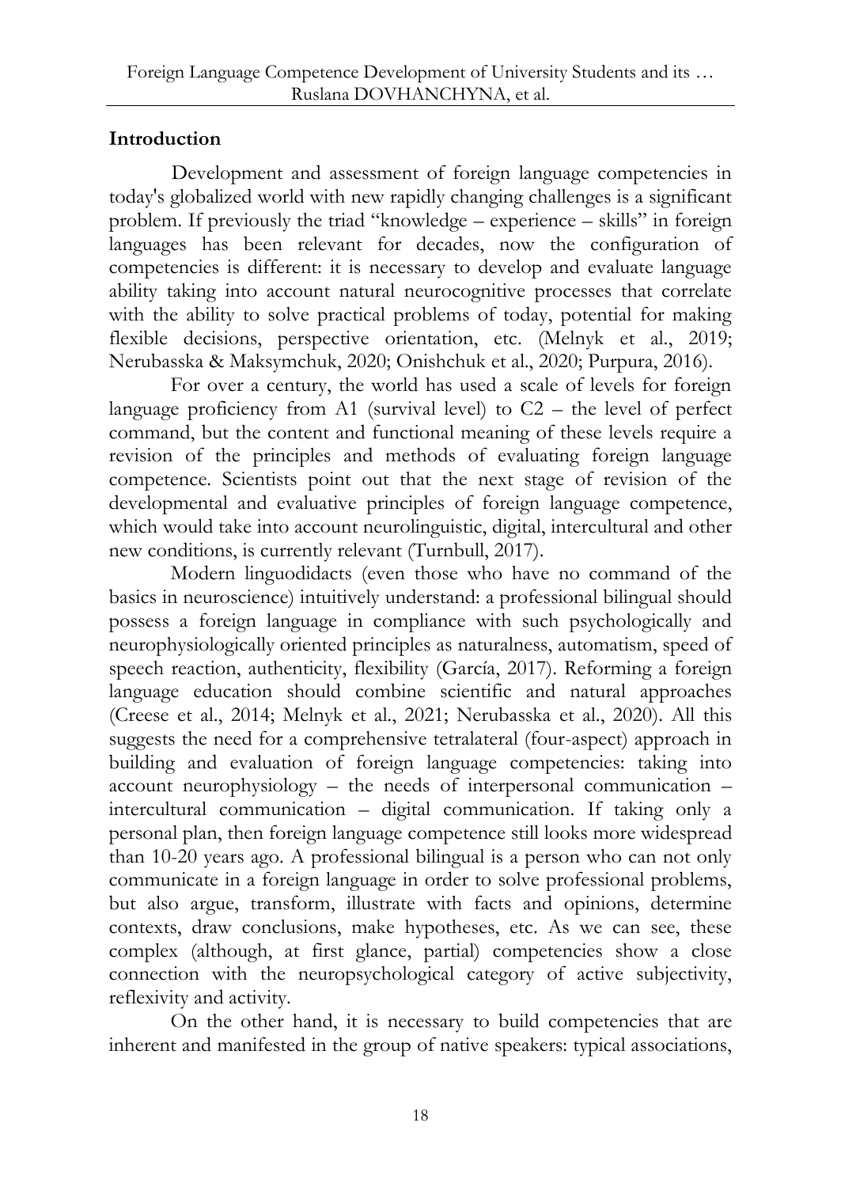## Introduction

Development and assessment of foreign language competencies in today's globalized world with new rapidly changing challenges is a significant problem. If previously the triad "knowledge – experience – skills" in foreign languages has been relevant for decades, now the configuration of competencies is different: it is necessary to develop and evaluate language ability taking into account natural neurocognitive processes that correlate with the ability to solve practical problems of today, potential for making flexible decisions, perspective orientation, etc. (Melnyk et al., 2019; Nerubasska & Maksymchuk, 2020; Onishchuk et al., 2020; Purpura, 2016).

For over a century, the world has used a scale of levels for foreign language proficiency from A1 (survival level) to C2 – the level of perfect command, but the content and functional meaning of these levels require a revision of the principles and methods of evaluating foreign language competence. Scientists point out that the next stage of revision of the developmental and evaluative principles of foreign language competence, which would take into account neurolinguistic, digital, intercultural and other new conditions, is currently relevant (Turnbull, 2017).

Modern linguodidacts (even those who have no command of the basics in neuroscience) intuitively understand: a professional bilingual should possess a foreign language in compliance with such psychologically and neurophysiologically oriented principles as naturalness, automatism, speed of speech reaction, authenticity, flexibility (García, 2017). Reforming a foreign language education should combine scientific and natural approaches (Creese et al., 2014; Melnyk et al., 2021; Nerubasska et al., 2020). All this suggests the need for a comprehensive tetralateral (four-aspect) approach in building and evaluation of foreign language competencies: taking into account neurophysiology – the needs of interpersonal communication – intercultural communication – digital communication. If taking only a personal plan, then foreign language competence still looks more widespread than 10-20 years ago. A professional bilingual is a person who can not only communicate in a foreign language in order to solve professional problems, but also argue, transform, illustrate with facts and opinions, determine contexts, draw conclusions, make hypotheses, etc. As we can see, these complex (although, at first glance, partial) competencies show a close connection with the neuropsychological category of active subjectivity, reflexivity and activity.

On the other hand, it is necessary to build competencies that are inherent and manifested in the group of native speakers: typical associations,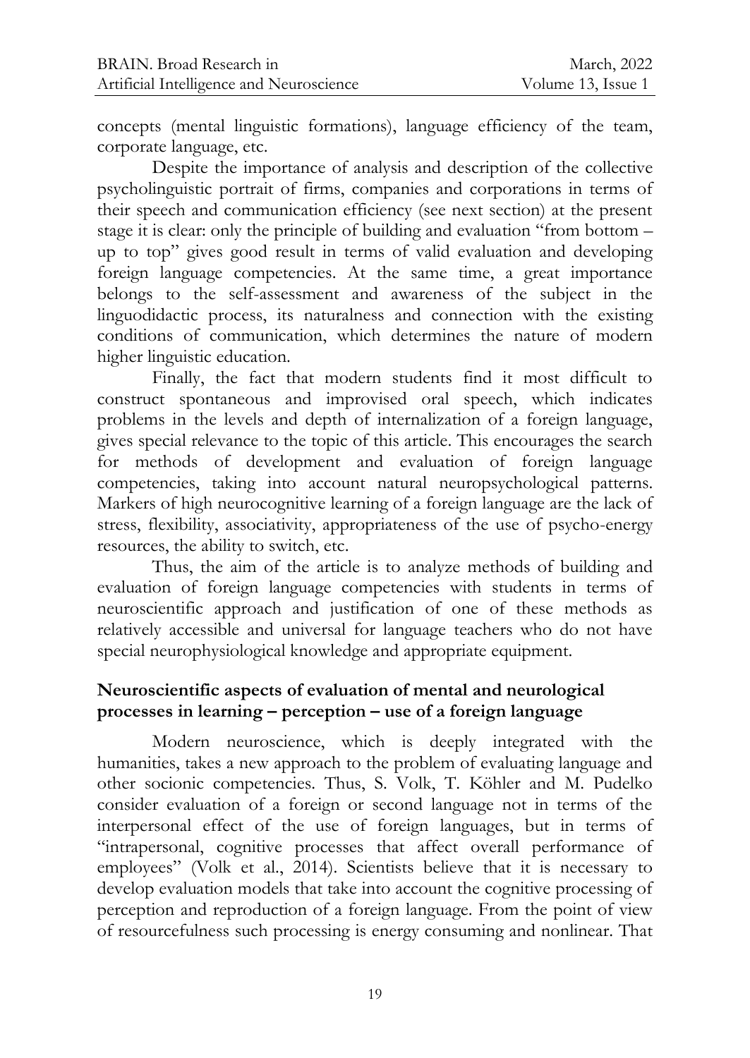concepts (mental linguistic formations), language efficiency of the team, corporate language, etc.

Despite the importance of analysis and description of the collective psycholinguistic portrait of firms, companies and corporations in terms of their speech and communication efficiency (see next section) at the present stage it is clear: only the principle of building and evaluation "from bottom – up to top" gives good result in terms of valid evaluation and developing foreign language competencies. At the same time, a great importance belongs to the self-assessment and awareness of the subject in the linguodidactic process, its naturalness and connection with the existing conditions of communication, which determines the nature of modern higher linguistic education.

Finally, the fact that modern students find it most difficult to construct spontaneous and improvised oral speech, which indicates problems in the levels and depth of internalization of a foreign language, gives special relevance to the topic of this article. This encourages the search for methods of development and evaluation of foreign language competencies, taking into account natural neuropsychological patterns. Markers of high neurocognitive learning of a foreign language are the lack of stress, flexibility, associativity, appropriateness of the use of psycho-energy resources, the ability to switch, etc.

Thus, the aim of the article is to analyze methods of building and evaluation of foreign language competencies with students in terms of neuroscientific approach and justification of one of these methods as relatively accessible and universal for language teachers who do not have special neurophysiological knowledge and appropriate equipment.

## Neuroscientific aspects of evaluation of mental and neurological processes in learning – perception – use of a foreign language

Modern neuroscience, which is deeply integrated with the humanities, takes a new approach to the problem of evaluating language and other socionic competencies. Thus, S. Volk, T. Köhler and M. Pudelko consider evaluation of a foreign or second language not in terms of the interpersonal effect of the use of foreign languages, but in terms of "intrapersonal, cognitive processes that affect overall performance of employees" (Volk et al., 2014). Scientists believe that it is necessary to develop evaluation models that take into account the cognitive processing of perception and reproduction of a foreign language. From the point of view of resourcefulness such processing is energy consuming and nonlinear. That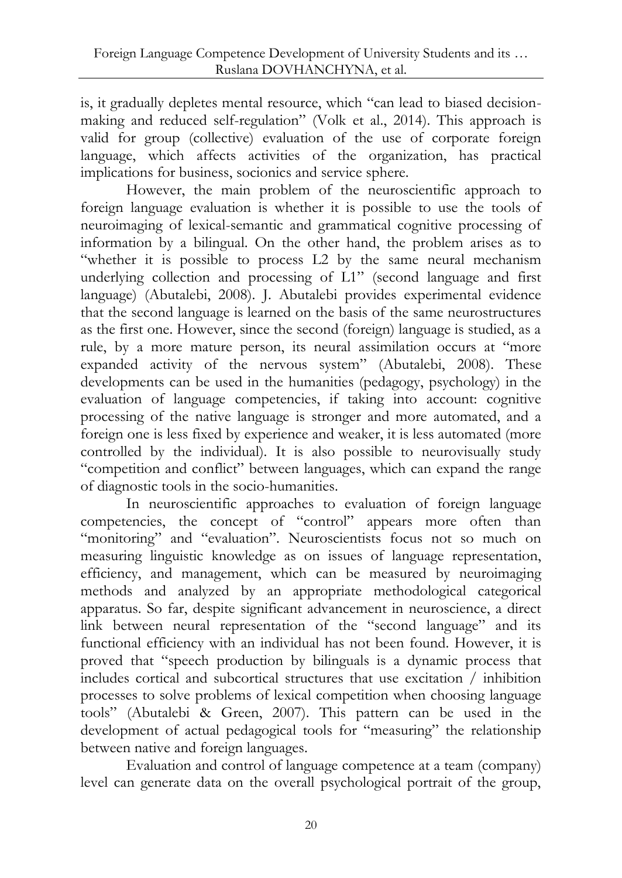is, it gradually depletes mental resource, which "can lead to biased decision-making and reduced self-regulation" (Volk et al., 2014). This approach is valid for group (collective) evaluation of the use of corporate foreign language, which affects activities of the organization, has practical implications for business, socionics and service sphere.

However, the main problem of the neuroscientific approach to foreign language evaluation is whether it is possible to use the tools of neuroimaging of lexical-semantic and grammatical cognitive processing of information by a bilingual. On the other hand, the problem arises as to "whether it is possible to process L2 by the same neural mechanism underlying collection and processing of L1" (second language and first language) (Abutalebi, 2008). J. Abutalebi provides experimental evidence that the second language is learned on the basis of the same neurostructures as the first one. However, since the second (foreign) language is studied, as a rule, by a more mature person, its neural assimilation occurs at "more expanded activity of the nervous system" (Abutalebi, 2008). These developments can be used in the humanities (pedagogy, psychology) in the evaluation of language competencies, if taking into account: cognitive processing of the native language is stronger and more automated, and a foreign one is less fixed by experience and weaker, it is less automated (more controlled by the individual). It is also possible to neurovisually study "competition and conflict" between languages, which can expand the range of diagnostic tools in the socio-humanities.

In neuroscientific approaches to evaluation of foreign language competencies, the concept of "control" appears more often than "monitoring" and "evaluation". Neuroscientists focus not so much on measuring linguistic knowledge as on issues of language representation, efficiency, and management, which can be measured by neuroimaging methods and analyzed by an appropriate methodological categorical apparatus. So far, despite significant advancement in neuroscience, a direct link between neural representation of the "second language" and its functional efficiency with an individual has not been found. However, it is proved that "speech production by bilinguals is a dynamic process that includes cortical and subcortical structures that use excitation / inhibition processes to solve problems of lexical competition when choosing language tools" (Abutalebi & Green, 2007). This pattern can be used in the development of actual pedagogical tools for "measuring" the relationship between native and foreign languages.

Evaluation and control of language competence at a team (company) level can generate data on the overall psychological portrait of the group,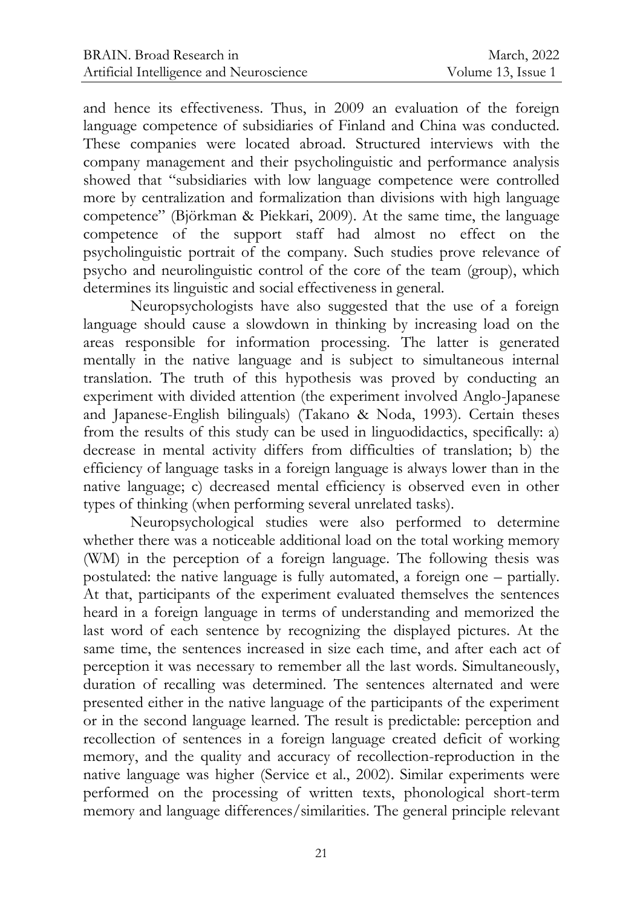and hence its effectiveness. Thus, in 2009 an evaluation of the foreign language competence of subsidiaries of Finland and China was conducted. These companies were located abroad. Structured interviews with the company management and their psycholinguistic and performance analysis showed that "subsidiaries with low language competence were controlled more by centralization and formalization than divisions with high language competence" (Björkman & Piekkari, 2009). At the same time, the language competence of the support staff had almost no effect on the psycholinguistic portrait of the company. Such studies prove relevance of psycho and neurolinguistic control of the core of the team (group), which determines its linguistic and social effectiveness in general.

Neuropsychologists have also suggested that the use of a foreign language should cause a slowdown in thinking by increasing load on the areas responsible for information processing. The latter is generated mentally in the native language and is subject to simultaneous internal translation. The truth of this hypothesis was proved by conducting an experiment with divided attention (the experiment involved Anglo-Japanese and Japanese-English bilinguals) (Takano & Noda, 1993). Certain theses from the results of this study can be used in linguodidactics, specifically: a) decrease in mental activity differs from difficulties of translation; b) the efficiency of language tasks in a foreign language is always lower than in the native language; c) decreased mental efficiency is observed even in other types of thinking (when performing several unrelated tasks).

Neuropsychological studies were also performed to determine whether there was a noticeable additional load on the total working memory (WM) in the perception of a foreign language. The following thesis was postulated: the native language is fully automated, a foreign one – partially. At that, participants of the experiment evaluated themselves the sentences heard in a foreign language in terms of understanding and memorized the last word of each sentence by recognizing the displayed pictures. At the same time, the sentences increased in size each time, and after each act of perception it was necessary to remember all the last words. Simultaneously, duration of recalling was determined. The sentences alternated and were presented either in the native language of the participants of the experiment or in the second language learned. The result is predictable: perception and recollection of sentences in a foreign language created deficit of working memory, and the quality and accuracy of recollection-reproduction in the native language was higher (Service et al., 2002). Similar experiments were performed on the processing of written texts, phonological short-term memory and language differences/similarities. The general principle relevant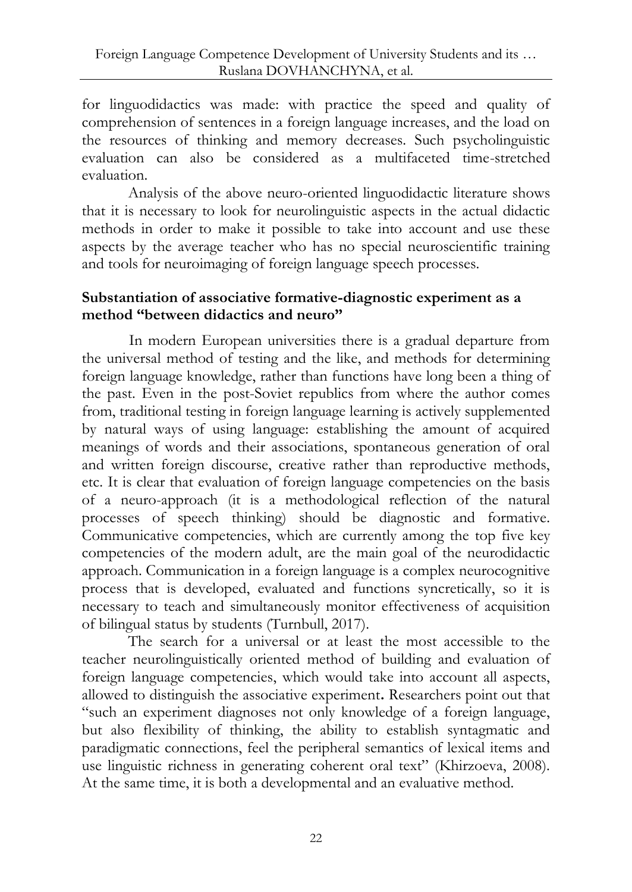for linguodidactics was made: with practice the speed and quality of comprehension of sentences in a foreign language increases, and the load on the resources of thinking and memory decreases. Such psycholinguistic evaluation can also be considered as a multifaceted time-stretched evaluation.

Analysis of the above neuro-oriented linguodidactic literature shows that it is necessary to look for neurolinguistic aspects in the actual didactic methods in order to make it possible to take into account and use these aspects by the average teacher who has no special neuroscientific training and tools for neuroimaging of foreign language speech processes.

**Substantiation of associative formative-diagnostic experiment as a method "between didactics and neuro"**

In modern European universities there is a gradual departure from the universal method of testing and the like, and methods for determining foreign language knowledge, rather than functions have long been a thing of the past. Even in the post-Soviet republics from where the author comes from, traditional testing in foreign language learning is actively supplemented by natural ways of using language: establishing the amount of acquired meanings of words and their associations, spontaneous generation of oral and written foreign discourse, creative rather than reproductive methods, etc. It is clear that evaluation of foreign language competencies on the basis of a neuro-approach (it is a methodological reflection of the natural processes of speech thinking) should be diagnostic and formative. Communicative competencies, which are currently among the top five key competencies of the modern adult, are the main goal of the neurodidactic approach. Communication in a foreign language is a complex neurocognitive process that is developed, evaluated and functions syncretically, so it is necessary to teach and simultaneously monitor effectiveness of acquisition of bilingual status by students (Turnbull, 2017).

The search for a universal or at least the most accessible to the teacher neurolinguistically oriented method of building and evaluation of foreign language competencies, which would take into account all aspects, allowed to distinguish the associative experiment**.** Researchers point out that "such an experiment diagnoses not only knowledge of a foreign language, but also flexibility of thinking, the ability to establish syntagmatic and paradigmatic connections, feel the peripheral semantics of lexical items and use linguistic richness in generating coherent oral text" (Khirzoeva, 2008). At the same time, it is both a developmental and an evaluative method.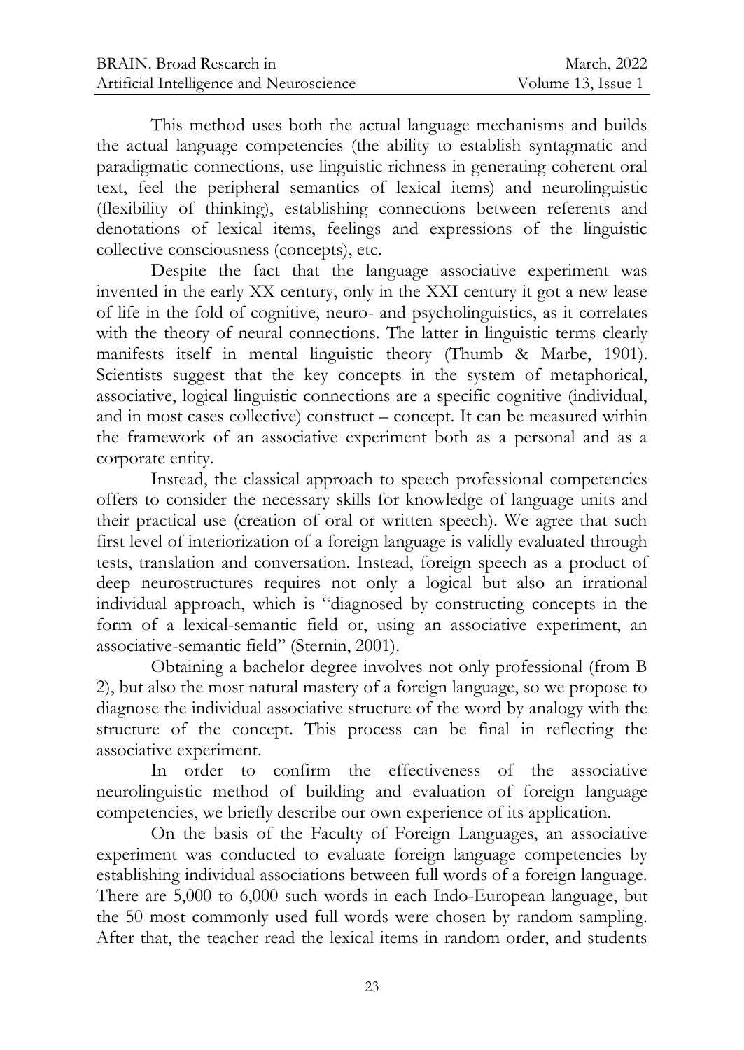This method uses both the actual language mechanisms and builds the actual language competencies (the ability to establish syntagmatic and paradigmatic connections, use linguistic richness in generating coherent oral text, feel the peripheral semantics of lexical items) and neurolinguistic (flexibility of thinking), establishing connections between referents and denotations of lexical items, feelings and expressions of the linguistic collective consciousness (concepts), etc.

Despite the fact that the language associative experiment was invented in the early XX century, only in the XXI century it got a new lease of life in the fold of cognitive, neuro- and psycholinguistics, as it correlates with the theory of neural connections. The latter in linguistic terms clearly manifests itself in mental linguistic theory (Thumb & Marbe, 1901). Scientists suggest that the key concepts in the system of metaphorical, associative, logical linguistic connections are a specific cognitive (individual, and in most cases collective) construct – concept. It can be measured within the framework of an associative experiment both as a personal and as a corporate entity.

Instead, the classical approach to speech professional competencies offers to consider the necessary skills for knowledge of language units and their practical use (creation of oral or written speech). We agree that such first level of interiorization of a foreign language is validly evaluated through tests, translation and conversation. Instead, foreign speech as a product of deep neurostructures requires not only a logical but also an irrational individual approach, which is "diagnosed by constructing concepts in the form of a lexical-semantic field or, using an associative experiment, an associative-semantic field" (Sternin, 2001).

Obtaining a bachelor degree involves not only professional (from B 2), but also the most natural mastery of a foreign language, so we propose to diagnose the individual associative structure of the word by analogy with the structure of the concept. This process can be final in reflecting the associative experiment.

In order to confirm the effectiveness of the associative neurolinguistic method of building and evaluation of foreign language competencies, we briefly describe our own experience of its application.

On the basis of the Faculty of Foreign Languages, an associative experiment was conducted to evaluate foreign language competencies by establishing individual associations between full words of a foreign language. There are 5,000 to 6,000 such words in each Indo-European language, but the 50 most commonly used full words were chosen by random sampling. After that, the teacher read the lexical items in random order, and students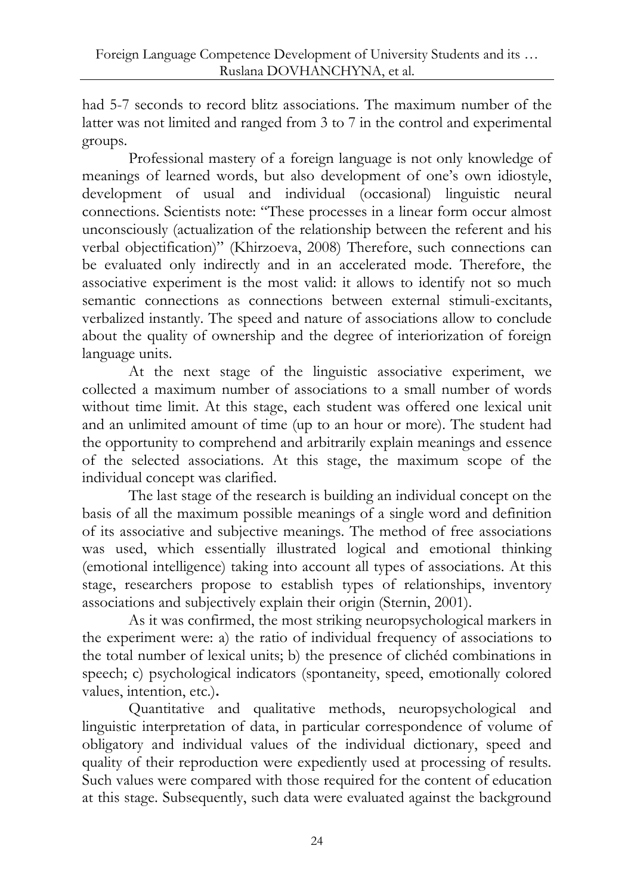had 5-7 seconds to record blitz associations. The maximum number of the latter was not limited and ranged from 3 to 7 in the control and experimental groups.

Professional mastery of a foreign language is not only knowledge of meanings of learned words, but also development of one's own idiostyle, development of usual and individual (occasional) linguistic neural connections. Scientists note: "These processes in a linear form occur almost unconsciously (actualization of the relationship between the referent and his verbal objectification)" (Khirzoeva, 2008) Therefore, such connections can be evaluated only indirectly and in an accelerated mode. Therefore, the associative experiment is the most valid: it allows to identify not so much semantic connections as connections between external stimuli-excitants, verbalized instantly. The speed and nature of associations allow to conclude about the quality of ownership and the degree of interiorization of foreign language units.

At the next stage of the linguistic associative experiment, we collected a maximum number of associations to a small number of words without time limit. At this stage, each student was offered one lexical unit and an unlimited amount of time (up to an hour or more). The student had the opportunity to comprehend and arbitrarily explain meanings and essence of the selected associations. At this stage, the maximum scope of the individual concept was clarified.

The last stage of the research is building an individual concept on the basis of all the maximum possible meanings of a single word and definition of its associative and subjective meanings. The method of free associations was used, which essentially illustrated logical and emotional thinking (emotional intelligence) taking into account all types of associations. At this stage, researchers propose to establish types of relationships, inventory associations and subjectively explain their origin (Sternin, 2001).

As it was confirmed, the most striking neuropsychological markers in the experiment were: a) the ratio of individual frequency of associations to the total number of lexical units; b) the presence of clichéd combinations in speech; c) psychological indicators (spontaneity, speed, emotionally colored values, intention, etc.).

Quantitative and qualitative methods, neuropsychological and linguistic interpretation of data, in particular correspondence of volume of obligatory and individual values of the individual dictionary, speed and quality of their reproduction were expediently used at processing of results. Such values were compared with those required for the content of education at this stage. Subsequently, such data were evaluated against the background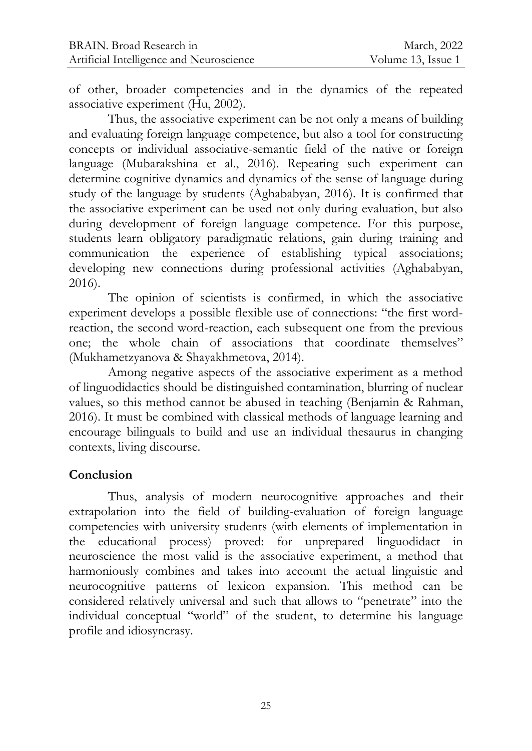of other, broader competencies and in the dynamics of the repeated associative experiment (Hu, 2002).

Thus, the associative experiment can be not only a means of building and evaluating foreign language competence, but also a tool for constructing concepts or individual associative-semantic field of the native or foreign language (Mubarakshina et al., 2016). Repeating such experiment can determine cognitive dynamics and dynamics of the sense of language during study of the language by students (Aghababyan, 2016). It is confirmed that the associative experiment can be used not only during evaluation, but also during development of foreign language competence. For this purpose, students learn obligatory paradigmatic relations, gain during training and communication the experience of establishing typical associations; developing new connections during professional activities (Aghababyan, 2016).

The opinion of scientists is confirmed, in which the associative experiment develops a possible flexible use of connections: "the first word-reaction, the second word-reaction, each subsequent one from the previous one; the whole chain of associations that coordinate themselves" (Mukhametzyanova & Shayakhmetova, 2014).

Among negative aspects of the associative experiment as a method of linguodidactics should be distinguished contamination, blurring of nuclear values, so this method cannot be abused in teaching (Benjamin & Rahman, 2016). It must be combined with classical methods of language learning and encourage bilinguals to build and use an individual thesaurus in changing contexts, living discourse.

## Conclusion

Thus, analysis of modern neurocognitive approaches and their extrapolation into the field of building-evaluation of foreign language competencies with university students (with elements of implementation in the educational process) proved: for unprepared linguodidact in neuroscience the most valid is the associative experiment, a method that harmoniously combines and takes into account the actual linguistic and neurocognitive patterns of lexicon expansion. This method can be considered relatively universal and such that allows to "penetrate" into the individual conceptual "world" of the student, to determine his language profile and idiosyncrasy.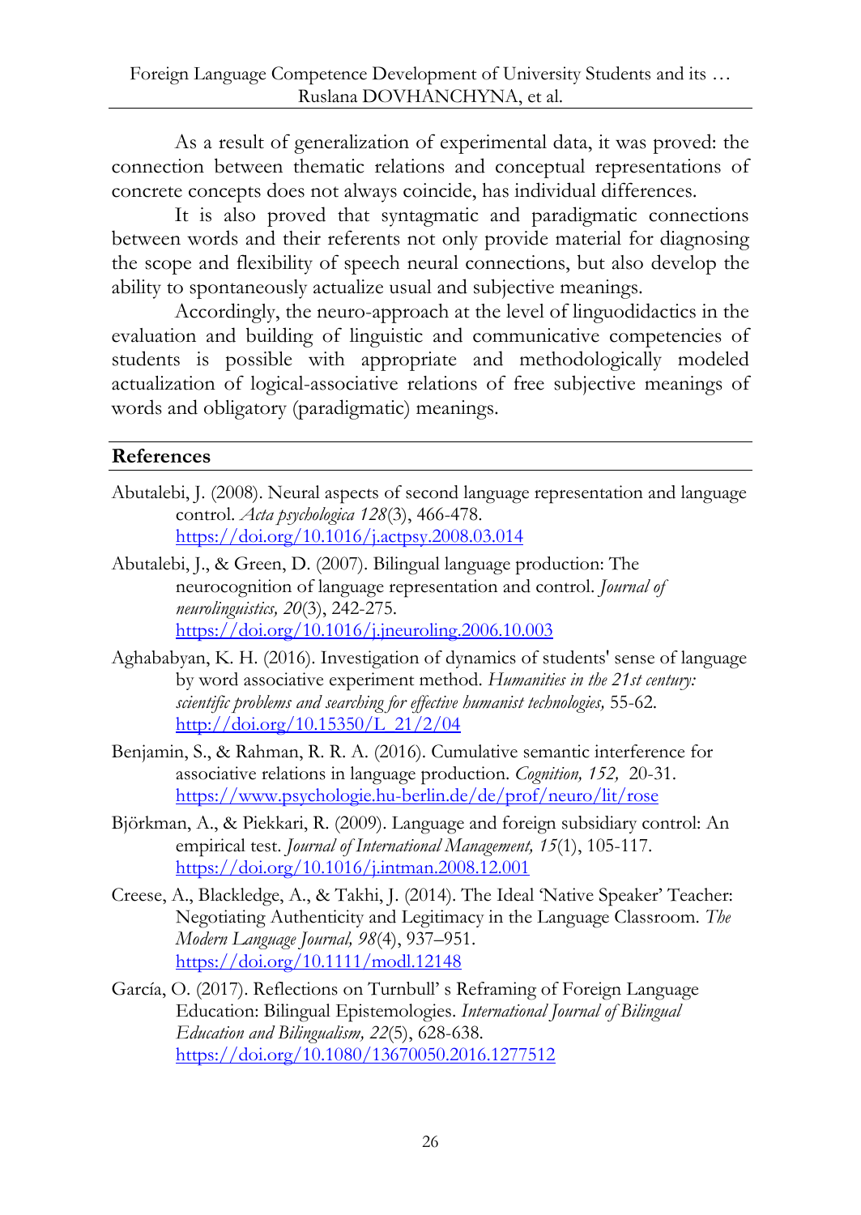As a result of generalization of experimental data, it was proved: the connection between thematic relations and conceptual representations of concrete concepts does not always coincide, has individual differences.

It is also proved that syntagmatic and paradigmatic connections between words and their referents not only provide material for diagnosing the scope and flexibility of speech neural connections, but also develop the ability to spontaneously actualize usual and subjective meanings.

Accordingly, the neuro-approach at the level of linguodidactics in the evaluation and building of linguistic and communicative competencies of students is possible with appropriate and methodologically modeled actualization of logical-associative relations of free subjective meanings of words and obligatory (paradigmatic) meanings.

## References

Abutalebi, J. (2008). Neural aspects of second language representation and language control. *Acta psychologica 128*(3), 466-478. https://doi.org/10.1016/j.actpsy.2008.03.014

Abutalebi, J., & Green, D. (2007). Bilingual language production: The neurocognition of language representation and control. *Journal of neurolinguistics, 20*(3), 242-275. https://doi.org/10.1016/j.jneuroling.2006.10.003

Aghababyan, K. H. (2016). Investigation of dynamics of students' sense of language by word associative experiment method. *Humanities in the 21st century: scientific problems and searching for effective humanist technologies,* 55-62. http://doi.org/10.15350/L_21/2/04

Benjamin, S., & Rahman, R. R. A. (2016). Cumulative semantic interference for associative relations in language production. *Cognition, 152,* 20-31. https://www.psychologie.hu-berlin.de/de/prof/neuro/lit/rose

Björkman, A., & Piekkari, R. (2009). Language and foreign subsidiary control: An empirical test. *Journal of International Management, 15*(1), 105-117. https://doi.org/10.1016/j.intman.2008.12.001

Creese, A., Blackledge, A., & Takhi, J. (2014). The Ideal 'Native Speaker' Teacher: Negotiating Authenticity and Legitimacy in the Language Classroom. *The Modern Language Journal, 98*(4), 937–951. https://doi.org/10.1111/modl.12148

García, O. (2017). Reflections on Turnbull' s Reframing of Foreign Language Education: Bilingual Epistemologies. *International Journal of Bilingual Education and Bilingualism, 22*(5), 628-638. https://doi.org/10.1080/13670050.2016.1277512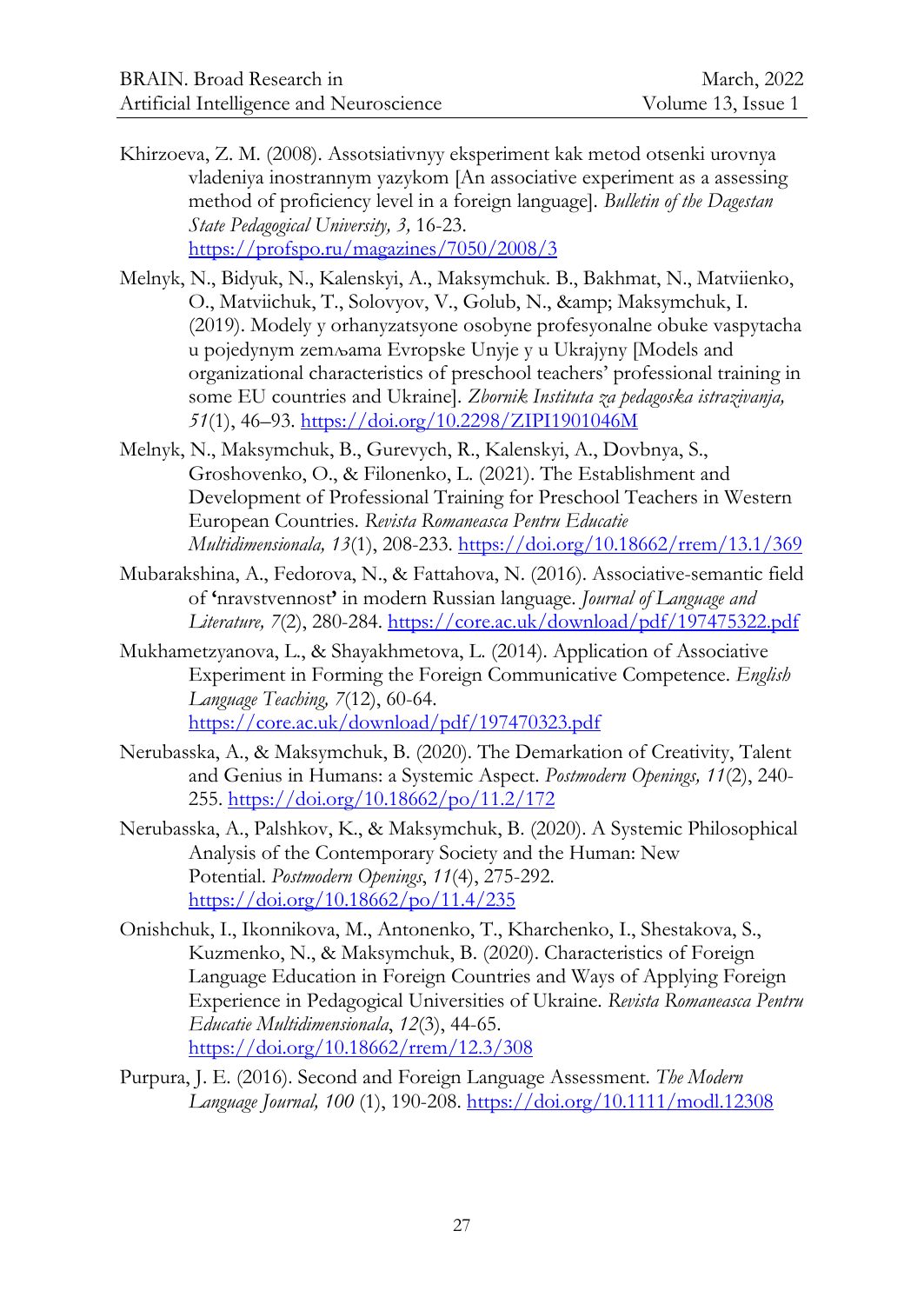Khirzoeva, Z. M. (2008). Assotsiativnyy eksperiment kak metod otsenki urovnya vladeniya inostrannym yazykom [An associative experiment as a assessing method of proficiency level in a foreign language]. *Bulletin of the Dagestan State Pedagogical University, 3,* 16-23. https://profspo.ru/magazines/7050/2008/3

Melnyk, N., Bidyuk, N., Kalenskyi, A., Maksymchuk. B., Bakhmat, N., Matviienko, O., Matviichuk, T., Solovyov, V., Golub, N., &amp; Maksymchuk, I. (2019). Modely y orhanyzatsyone osobyne profesyonalne obuke vaspytacha u pojedynym zemљama Evropske Unyje y u Ukrajyny [Models and organizational characteristics of preschool teachers' professional training in some EU countries and Ukraine]. *Zbornik Instituta za pedagoska istrazivanja, 51*(1), 46–93. https://doi.org/10.2298/ZIPI1901046M

Melnyk, N., Maksymchuk, B., Gurevych, R., Kalenskyi, A., Dovbnya, S., Groshovenko, O., & Filonenko, L. (2021). The Establishment and Development of Professional Training for Preschool Teachers in Western European Countries. *Revista Romaneasca Pentru Educatie Multidimensionala, 13*(1), 208-233. https://doi.org/10.18662/rrem/13.1/369

Mubarakshina, A., Fedorova, N., & Fattahova, N. (2016). Associative-semantic field of 'nravstvennost' in modern Russian language. *Journal of Language and Literature, 7*(2), 280-284. https://core.ac.uk/download/pdf/197475322.pdf

Mukhametzyanova, L., & Shayakhmetova, L. (2014). Application of Associative Experiment in Forming the Foreign Communicative Competence. *English Language Teaching, 7*(12), 60-64. https://core.ac.uk/download/pdf/197470323.pdf

Nerubasska, A., & Maksymchuk, B. (2020). The Demarkation of Creativity, Talent and Genius in Humans: a Systemic Aspect. *Postmodern Openings, 11*(2), 240-255. https://doi.org/10.18662/po/11.2/172

Nerubasska, A., Palshkov, K., & Maksymchuk, B. (2020). A Systemic Philosophical Analysis of the Contemporary Society and the Human: New Potential. *Postmodern Openings*, *11*(4), 275-292. https://doi.org/10.18662/po/11.4/235

Onishchuk, I., Ikonnikova, M., Antonenko, T., Kharchenko, I., Shestakova, S., Kuzmenko, N., & Maksymchuk, B. (2020). Characteristics of Foreign Language Education in Foreign Countries and Ways of Applying Foreign Experience in Pedagogical Universities of Ukraine. *Revista Romaneasca Pentru Educatie Multidimensionala*, *12*(3), 44-65. https://doi.org/10.18662/rrem/12.3/308

Purpura, J. E. (2016). Second and Foreign Language Assessment. *The Modern Language Journal, 100* (1), 190-208. https://doi.org/10.1111/modl.12308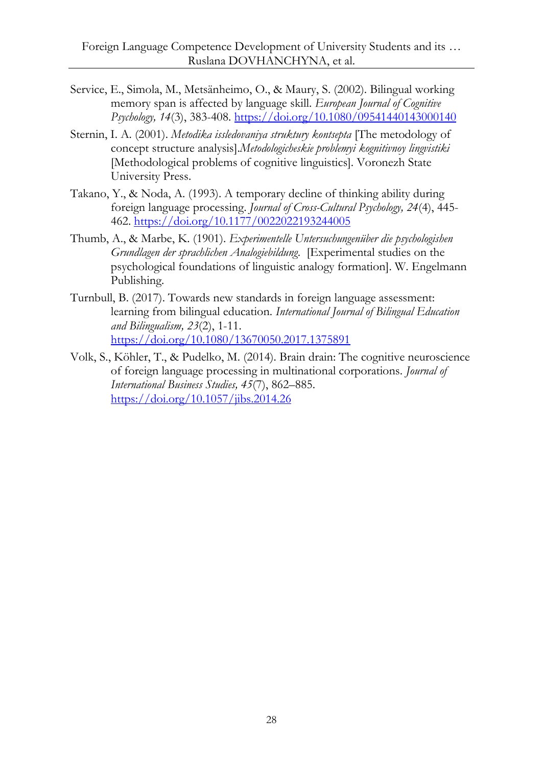- Service, E., Simola, M., Metsänheimo, O., & Maury, S. (2002). Bilingual working memory span is affected by language skill. *European Journal of Cognitive Psychology, 14*(3), 383-408. https://doi.org/10.1080/09541440143000140
- Sternin, I. A. (2001). *Metodika issledovaniya struktury kontsepta* [The metodology of concept structure analysis].*Metodologicheskie problemyi kognitivnoy lingvistiki* [Methodological problems of cognitive linguistics]. Voronezh State University Press.
- Takano, Y., & Noda, A. (1993). A temporary decline of thinking ability during foreign language processing. *Journal of Cross-Cultural Psychology, 24*(4), 445-462. https://doi.org/10.1177/0022022193244005
- Thumb, A., & Marbe, K. (1901). *Experimentelle Untersuchungenüber die psychologishen Grundlagen der sprachlichen Analogiebildung.* [Experimental studies on the psychological foundations of linguistic analogy formation]. W. Engelmann Publishing.
- Turnbull, B. (2017). Towards new standards in foreign language assessment: learning from bilingual education. *International Journal of Bilingual Education and Bilingualism, 23*(2), 1-11. https://doi.org/10.1080/13670050.2017.1375891
- Volk, S., Köhler, T., & Pudelko, M. (2014). Brain drain: The cognitive neuroscience of foreign language processing in multinational corporations. *Journal of International Business Studies, 45*(7), 862–885. https://doi.org/10.1057/jibs.2014.26